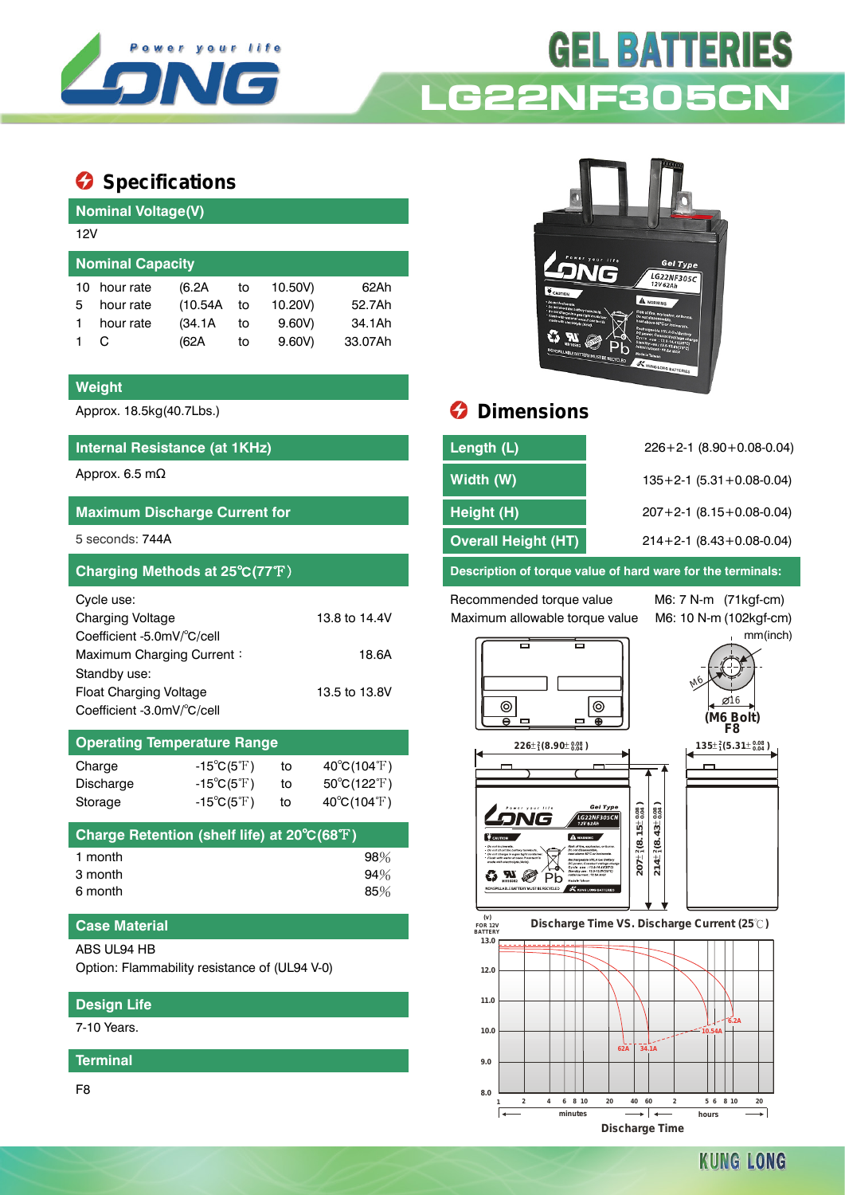# GEL BATTERIES
# LG22NF305CN

## Specifications

### Nominal Voltage(V)

12V

### Nominal Capacity

| | | | | | |
|---|---|---|---|---|---|
| 10 | hour rate | (6.2A | to | 10.50V) | 62Ah |
| 5 | hour rate | (10.54A | to | 10.20V) | 52.7Ah |
| 1 | hour rate | (34.1A | to | 9.60V) | 34.1Ah |
| 1 | C | (62A | to | 9.60V) | 33.07Ah |

### Weight

Approx. 18.5kg(40.7Lbs.)

### Internal Resistance (at 1KHz)

Approx. 6.5 mΩ

### Maximum Discharge Current for

5 seconds: 744A

### Charging Methods at 25℃(77℉)

Cycle use:
Charging Voltage 13.8 to 14.4V
Coefficient -5.0mV/℃/cell
Maximum Charging Current : 18.6A
Standby use:
Float Charging Voltage 13.5 to 13.8V
Coefficient -3.0mV/℃/cell

### Operating Temperature Range

| | | | |
|---|---|---|---|
| Charge | -15℃(5℉) | to | 40℃(104℉) |
| Discharge | -15℃(5℉) | to | 50℃(122℉) |
| Storage | -15℃(5℉) | to | 40℃(104℉) |

### Charge Retention (shelf life) at 20℃(68℉)

| | |
|---|---|
| 1 month | 98% |
| 3 month | 94% |
| 6 month | 85% |

### Case Material

ABS UL94 HB
Option: Flammability resistance of (UL94 V-0)

### Design Life

7-10 Years.

### Terminal

F8

## Dimensions

| | |
|---|---|
| Length (L) | 226+2-1 (8.90+0.08-0.04) |
| Width (W) | 135+2-1 (5.31+0.08-0.04) |
| Height (H) | 207+2-1 (8.15+0.08-0.04) |
| Overall Height (HT) | 214+2-1 (8.43+0.08-0.04) |

### Description of torque value of hard ware for the terminals:

| | |
|---|---|
| Recommended torque value | M6: 7 N-m (71kgf-cm) |
| Maximum allowable torque value | M6: 10 N-m (102kgf-cm) |

mm(inch)

M6 ⌀16 (M6 Bolt) F8

226±2/1(8.90±0.08/0.04) 135±2/1(5.31±0.08/0.04) 207±2/1(8.15±0.08/0.04) 214±2/1(8.43±0.08/0.04)

Discharge Time VS. Discharge Current (25℃)

(V) FOR 12V BATTERY: 13.0, 12.0, 11.0, 10.0, 9.0, 8.0

62A, 34.1A, 10.54A, 6.2A

1 2 4 6 8 10 20 40 60 (minutes) 2 5 6 8 10 20 (hours)

Discharge Time

KUNG LONG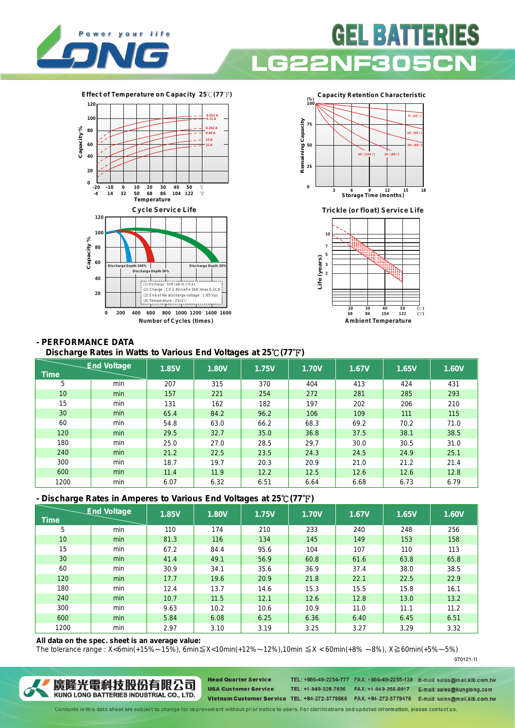# GEL BATTERIES

## LG22NF305CN

Power your life

LONG

**Effect of Temperature on Capacity 25℃(77℉)**

Capacity %

120
100
80
60
40
20
0

0.05CA
0.1CA
0.25CA
0.6CA
1CA
2CA

-20 -10 0 10 20 30 40 50 ℃
-4 14 32 50 68 86 104 122 ℉

Temperature

**Capacity Retention Characteristic**

Remaining Capacity (%)

100
75
50
25
0

0℃(32℉)
10℃(50℉)
20℃(68℉)
40℃(104℉)
30℃(86℉)

3 6 9 12 15 18

Storage Time (months)

**Cycle Service Life**

Capacity %

120
100
80
60
40
20

Discharge Depth 100%
Discharge Depth 50%
Discharge Depth 30%

(1) Discharge : 5HR rate (0.17CA)
(2) Charge : CV 2.4V/cell×16H Imax 0.3CA
(3) End of life discharge voltage : 1.65 Vpc
(4) Temperature : 25±2℃

0 200 400 600 800 1000 1200 1400 1600

Number of Cycles (times)

**Trickle (or float) Service Life**

Life (years)

10
7
5
3
2

20 30 40 50 (℃)
68 86 104 122 (℉)

Ambient Temperature

## - PERFORMANCE DATA

**Discharge Rates in Watts to Various End Voltages at 25℃(77℉)**

| Time (End Voltage) | | 1.85V | 1.80V | 1.75V | 1.70V | 1.67V | 1.65V | 1.60V |
|---|---|---|---|---|---|---|---|---|
| 5 | min | 207 | 315 | 370 | 404 | 413 | 424 | 431 |
| 10 | min | 157 | 221 | 254 | 272 | 281 | 285 | 293 |
| 15 | min | 131 | 162 | 182 | 197 | 202 | 206 | 210 |
| 30 | min | 65.4 | 84.2 | 96.2 | 106 | 109 | 111 | 115 |
| 60 | min | 54.8 | 63.0 | 66.2 | 68.3 | 69.2 | 70.2 | 71.0 |
| 120 | min | 29.5 | 32.7 | 35.0 | 36.8 | 37.5 | 38.1 | 38.5 |
| 180 | min | 25.0 | 27.0 | 28.5 | 29.7 | 30.0 | 30.5 | 31.0 |
| 240 | min | 21.2 | 22.5 | 23.5 | 24.3 | 24.5 | 24.9 | 25.1 |
| 300 | min | 18.7 | 19.7 | 20.3 | 20.9 | 21.0 | 21.2 | 21.4 |
| 600 | min | 11.4 | 11.9 | 12.2 | 12.5 | 12.6 | 12.6 | 12.8 |
| 1200 | min | 6.07 | 6.32 | 6.51 | 6.64 | 6.68 | 6.73 | 6.79 |

**- Discharge Rates in Amperes to Various End Voltages at 25℃(77℉)**

| Time (End Voltage) | | 1.85V | 1.80V | 1.75V | 1.70V | 1.67V | 1.65V | 1.60V |
|---|---|---|---|---|---|---|---|---|
| 5 | min | 110 | 174 | 210 | 233 | 240 | 248 | 256 |
| 10 | min | 81.3 | 116 | 134 | 145 | 149 | 153 | 158 |
| 15 | min | 67.2 | 84.4 | 95.6 | 104 | 107 | 110 | 113 |
| 30 | min | 41.4 | 49.1 | 56.9 | 60.8 | 61.6 | 63.8 | 65.8 |
| 60 | min | 30.9 | 34.1 | 35.6 | 36.9 | 37.4 | 38.0 | 38.5 |
| 120 | min | 17.7 | 19.6 | 20.9 | 21.8 | 22.1 | 22.5 | 22.9 |
| 180 | min | 12.4 | 13.7 | 14.6 | 15.3 | 15.5 | 15.8 | 16.1 |
| 240 | min | 10.7 | 11.5 | 12.1 | 12.6 | 12.8 | 13.0 | 13.2 |
| 300 | min | 9.63 | 10.2 | 10.6 | 10.9 | 11.0 | 11.1 | 11.2 |
| 600 | min | 5.84 | 6.08 | 6.25 | 6.36 | 6.40 | 6.45 | 6.51 |
| 1200 | min | 2.97 | 3.10 | 3.19 | 3.25 | 3.27 | 3.29 | 3.32 |

**All data on the spec. sheet is an average value:**

The tolerance range : X<6min(+15%~15%), 6min≦X<10min(+12%~12%),10min ≦X < 60min(+8% ~8%), X≧60min(+5%~5%)

070121-1I

廣隆光電科技股份有限公司
KUNG LONG BATTERIES INDUSTRIAL CO., LTD.

| | | | |
|---|---|---|---|
| Head Quarter Service | TEL: +886-49-2254-777 | FAX: +886-49-2255-139 | E-mail: sales@mail.klb.com.tw |
| USA Customer Service | TEL: +1-949-328-7936 | FAX: +1-949-266-9917 | E-mail: sales@kunglong.com |
| Vietnam Customer Service | TEL: +84-272-3779666 | FAX: +84-272-3779476 | E-mail: sales@mail.klb.com.tw |

Contents in this data sheet are subject to change for improvement without prior notice to users. For clarifications and updated information, please contact us.